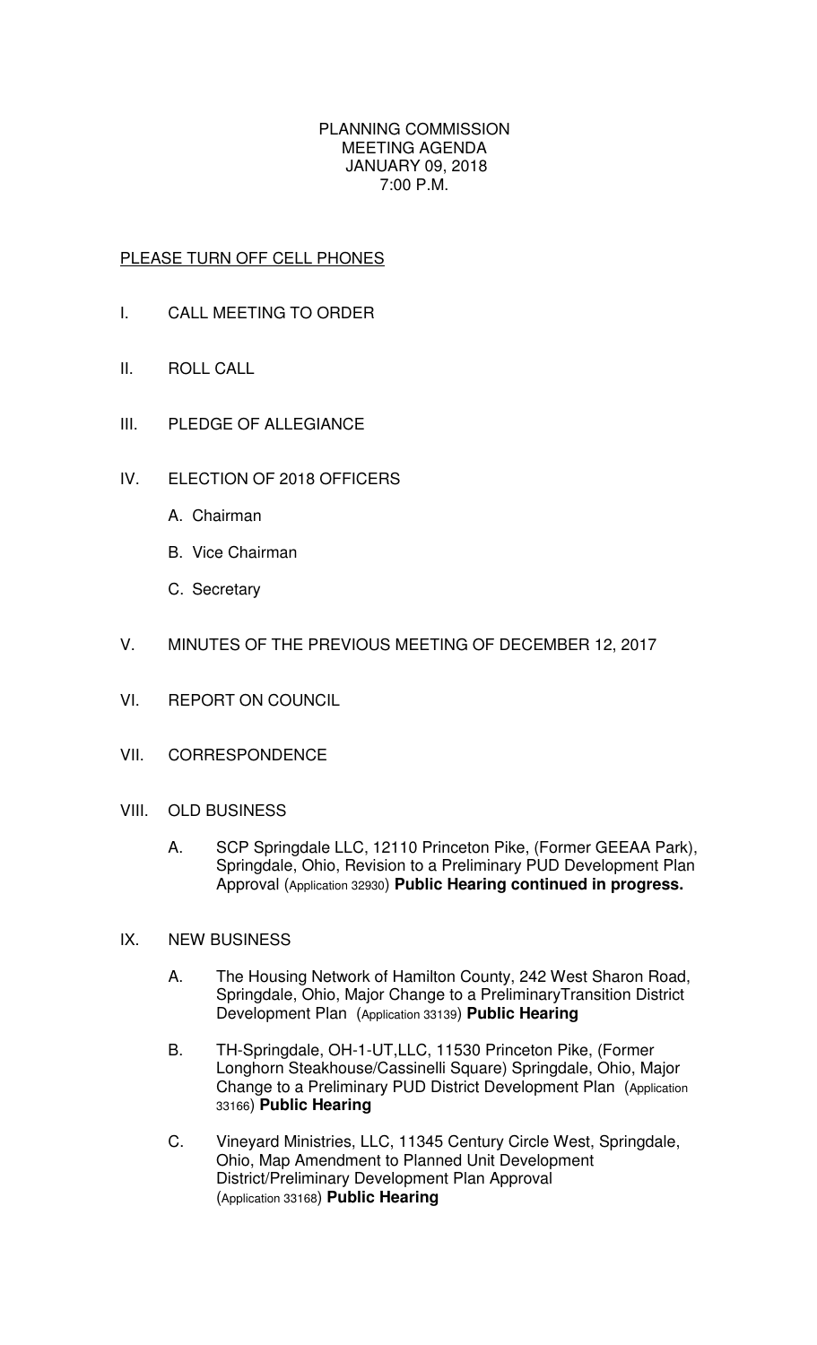# PLANNING COMMISSION
# MEETING AGENDA
# JANUARY 09, 2018
# 7:00 P.M.

PLEASE TURN OFF CELL PHONES

I. CALL MEETING TO ORDER

II. ROLL CALL

III. PLEDGE OF ALLEGIANCE

IV. ELECTION OF 2018 OFFICERS

   A. Chairman

   B. Vice Chairman

   C. Secretary

V. MINUTES OF THE PREVIOUS MEETING OF DECEMBER 12, 2017

VI. REPORT ON COUNCIL

VII. CORRESPONDENCE

VIII. OLD BUSINESS

   A. SCP Springdale LLC, 12110 Princeton Pike, (Former GEEAA Park), Springdale, Ohio, Revision to a Preliminary PUD Development Plan Approval (Application 32930) **Public Hearing continued in progress.**

IX. NEW BUSINESS

   A. The Housing Network of Hamilton County, 242 West Sharon Road, Springdale, Ohio, Major Change to a PreliminaryTransition District Development Plan (Application 33139) **Public Hearing**

   B. TH-Springdale, OH-1-UT,LLC, 11530 Princeton Pike, (Former Longhorn Steakhouse/Cassinelli Square) Springdale, Ohio, Major Change to a Preliminary PUD District Development Plan (Application 33166) **Public Hearing**

   C. Vineyard Ministries, LLC, 11345 Century Circle West, Springdale, Ohio, Map Amendment to Planned Unit Development District/Preliminary Development Plan Approval (Application 33168) **Public Hearing**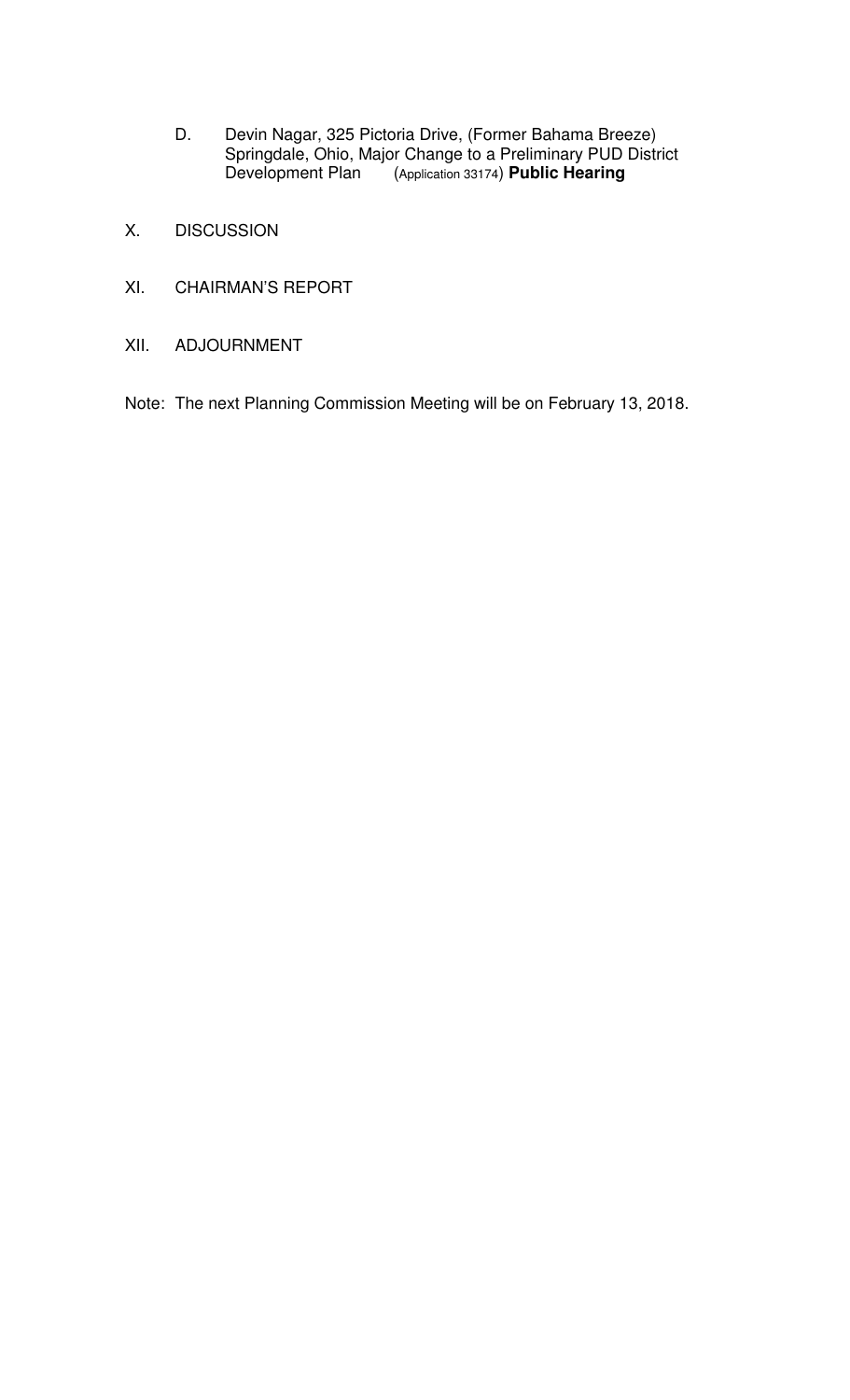D. Devin Nagar, 325 Pictoria Drive, (Former Bahama Breeze) Springdale, Ohio, Major Change to a Preliminary PUD District Development Plan (Application 33174) **Public Hearing**

X. DISCUSSION

XI. CHAIRMAN'S REPORT

XII. ADJOURNMENT

Note: The next Planning Commission Meeting will be on February 13, 2018.